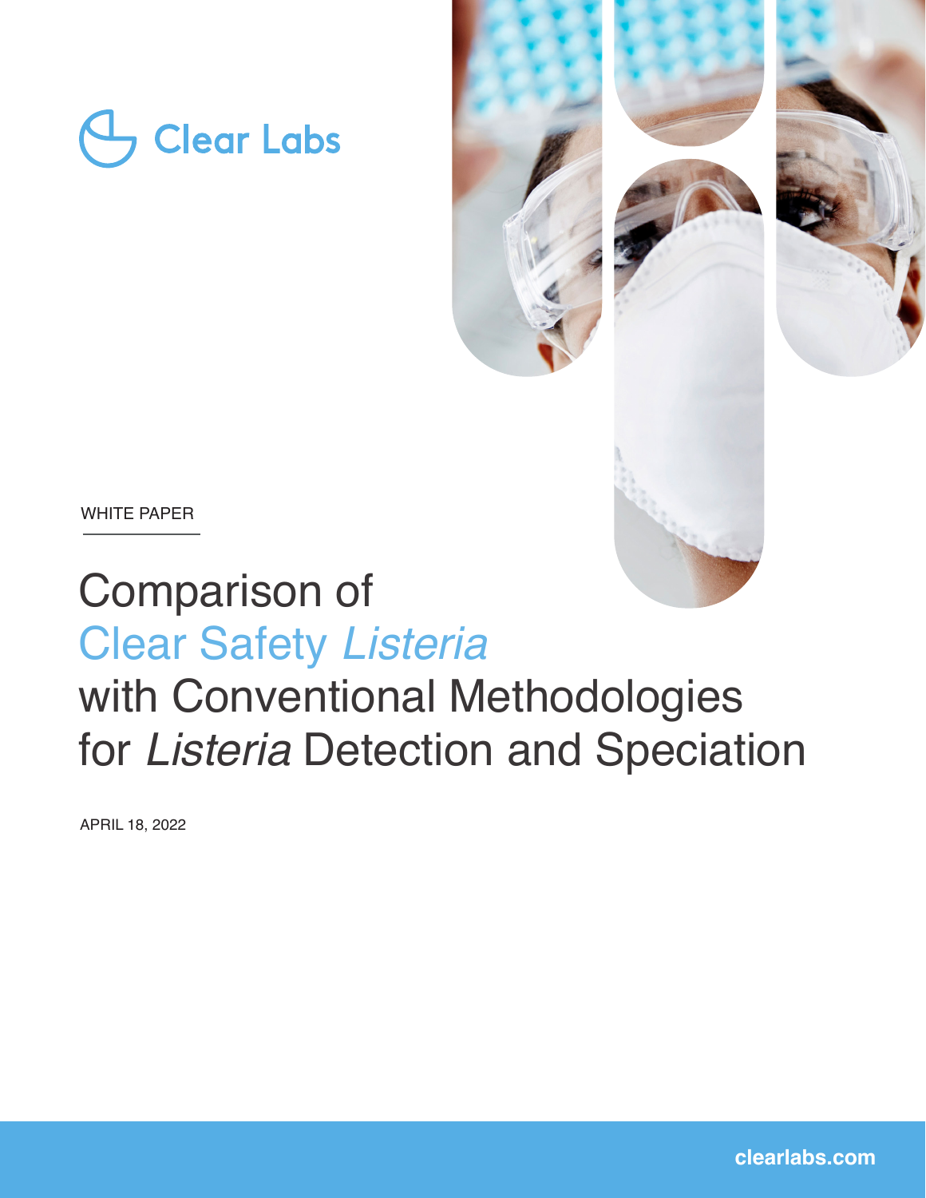Clear Labs

WHITE PAPER

# Comparison of Clear Safety *Listeria* with Conventional Methodologies for *Listeria* Detection and Speciation

APRIL 18, 2022

clearlabs.com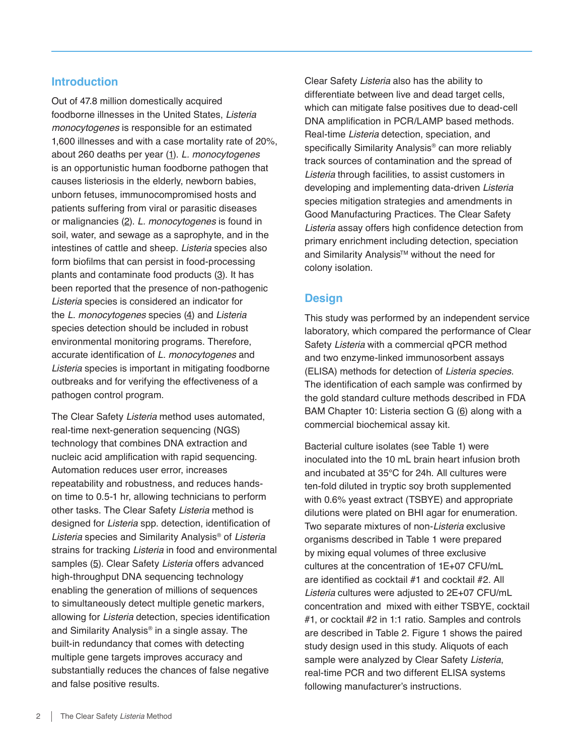## Introduction

Out of 47.8 million domestically acquired foodborne illnesses in the United States, *Listeria monocytogenes* is responsible for an estimated 1,600 illnesses and with a case mortality rate of 20%, about 260 deaths per year (1). *L. monocytogenes* is an opportunistic human foodborne pathogen that causes listeriosis in the elderly, newborn babies, unborn fetuses, immunocompromised hosts and patients suffering from viral or parasitic diseases or malignancies (2). *L. monocytogenes* is found in soil, water, and sewage as a saprophyte, and in the intestines of cattle and sheep. *Listeria* species also form biofilms that can persist in food-processing plants and contaminate food products (3). It has been reported that the presence of non-pathogenic *Listeria* species is considered an indicator for the *L. monocytogenes* species (4) and *Listeria* species detection should be included in robust environmental monitoring programs. Therefore, accurate identification of *L. monocytogenes* and *Listeria* species is important in mitigating foodborne outbreaks and for verifying the effectiveness of a pathogen control program.

The Clear Safety *Listeria* method uses automated, real-time next-generation sequencing (NGS) technology that combines DNA extraction and nucleic acid amplification with rapid sequencing. Automation reduces user error, increases repeatability and robustness, and reduces hands-on time to 0.5-1 hr, allowing technicians to perform other tasks. The Clear Safety *Listeria* method is designed for *Listeria* spp. detection, identification of *Listeria* species and Similarity Analysis® of *Listeria* strains for tracking *Listeria* in food and environmental samples (5). Clear Safety *Listeria* offers advanced high-throughput DNA sequencing technology enabling the generation of millions of sequences to simultaneously detect multiple genetic markers, allowing for *Listeria* detection, species identification and Similarity Analysis® in a single assay. The built-in redundancy that comes with detecting multiple gene targets improves accuracy and substantially reduces the chances of false negative and false positive results.

Clear Safety *Listeria* also has the ability to differentiate between live and dead target cells, which can mitigate false positives due to dead-cell DNA amplification in PCR/LAMP based methods. Real-time *Listeria* detection, speciation, and specifically Similarity Analysis® can more reliably track sources of contamination and the spread of *Listeria* through facilities, to assist customers in developing and implementing data-driven *Listeria* species mitigation strategies and amendments in Good Manufacturing Practices. The Clear Safety *Listeria* assay offers high confidence detection from primary enrichment including detection, speciation and Similarity Analysis™ without the need for colony isolation.

## Design

This study was performed by an independent service laboratory, which compared the performance of Clear Safety *Listeria* with a commercial qPCR method and two enzyme-linked immunosorbent assays (ELISA) methods for detection of *Listeria species*. The identification of each sample was confirmed by the gold standard culture methods described in FDA BAM Chapter 10: Listeria section G (6) along with a commercial biochemical assay kit.

Bacterial culture isolates (see Table 1) were inoculated into the 10 mL brain heart infusion broth and incubated at 35°C for 24h. All cultures were ten-fold diluted in tryptic soy broth supplemented with 0.6% yeast extract (TSBYE) and appropriate dilutions were plated on BHI agar for enumeration. Two separate mixtures of non-*Listeria* exclusive organisms described in Table 1 were prepared by mixing equal volumes of three exclusive cultures at the concentration of 1E+07 CFU/mL are identified as cocktail #1 and cocktail #2. All *Listeria* cultures were adjusted to 2E+07 CFU/mL concentration and mixed with either TSBYE, cocktail #1, or cocktail #2 in 1:1 ratio. Samples and controls are described in Table 2. Figure 1 shows the paired study design used in this study. Aliquots of each sample were analyzed by Clear Safety *Listeria*, real-time PCR and two different ELISA systems following manufacturer's instructions.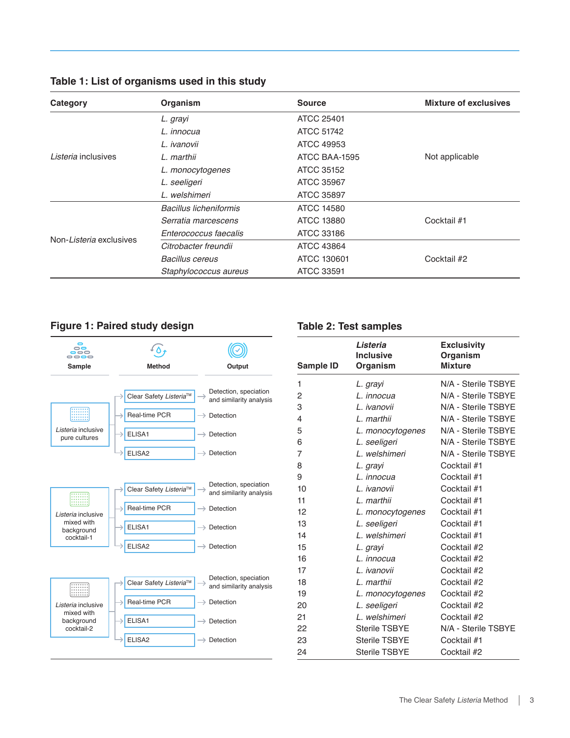## Table 1: List of organisms used in this study

| Category | Organism | Source | Mixture of exclusives |
|---|---|---|---|
| *Listeria* inclusives | *L. grayi* | ATCC 25401 | Not applicable |
| | *L. innocua* | ATCC 51742 | |
| | *L. ivanovii* | ATCC 49953 | |
| | *L. marthii* | ATCC BAA-1595 | |
| | *L. monocytogenes* | ATCC 35152 | |
| | *L. seeligeri* | ATCC 35967 | |
| | *L. welshimeri* | ATCC 35897 | |
| Non-*Listeria* exclusives | *Bacillus licheniformis* | ATCC 14580 | Cocktail #1 |
| | *Serratia marcescens* | ATCC 13880 | |
| | *Enterococcus faecalis* | ATCC 33186 | |
| | *Citrobacter freundii* | ATCC 43864 | Cocktail #2 |
| | *Bacillus cereus* | ATCC 130601 | |
| | *Staphylococcus aureus* | ATCC 33591 | |

## Figure 1: Paired study design

| Sample | Method | Output |
|---|---|---|
| *Listeria* inclusive pure cultures | Clear Safety *Listeria*™ | Detection, speciation and similarity analysis |
| | Real-time PCR | Detection |
| | ELISA1 | Detection |
| | ELISA2 | Detection |
| *Listeria* inclusive mixed with background cocktail-1 | Clear Safety *Listeria*™ | Detection, speciation and similarity analysis |
| | Real-time PCR | Detection |
| | ELISA1 | Detection |
| | ELISA2 | Detection |
| *Listeria* inclusive mixed with background cocktail-2 | Clear Safety *Listeria*™ | Detection, speciation and similarity analysis |
| | Real-time PCR | Detection |
| | ELISA1 | Detection |
| | ELISA2 | Detection |

## Table 2: Test samples

| Sample ID | *Listeria* Inclusive Organism | Exclusivity Organism Mixture |
|---|---|---|
| 1 | *L. grayi* | N/A - Sterile TSBYE |
| 2 | *L. innocua* | N/A - Sterile TSBYE |
| 3 | *L. ivanovii* | N/A - Sterile TSBYE |
| 4 | *L. marthii* | N/A - Sterile TSBYE |
| 5 | *L. monocytogenes* | N/A - Sterile TSBYE |
| 6 | *L. seeligeri* | N/A - Sterile TSBYE |
| 7 | *L. welshimeri* | N/A - Sterile TSBYE |
| 8 | *L. grayi* | Cocktail #1 |
| 9 | *L. innocua* | Cocktail #1 |
| 10 | *L. ivanovii* | Cocktail #1 |
| 11 | *L. marthii* | Cocktail #1 |
| 12 | *L. monocytogenes* | Cocktail #1 |
| 13 | *L. seeligeri* | Cocktail #1 |
| 14 | *L. welshimeri* | Cocktail #1 |
| 15 | *L. grayi* | Cocktail #2 |
| 16 | *L. innocua* | Cocktail #2 |
| 17 | *L. ivanovii* | Cocktail #2 |
| 18 | *L. marthii* | Cocktail #2 |
| 19 | *L. monocytogenes* | Cocktail #2 |
| 20 | *L. seeligeri* | Cocktail #2 |
| 21 | *L. welshimeri* | Cocktail #2 |
| 22 | Sterile TSBYE | N/A - Sterile TSBYE |
| 23 | Sterile TSBYE | Cocktail #1 |
| 24 | Sterile TSBYE | Cocktail #2 |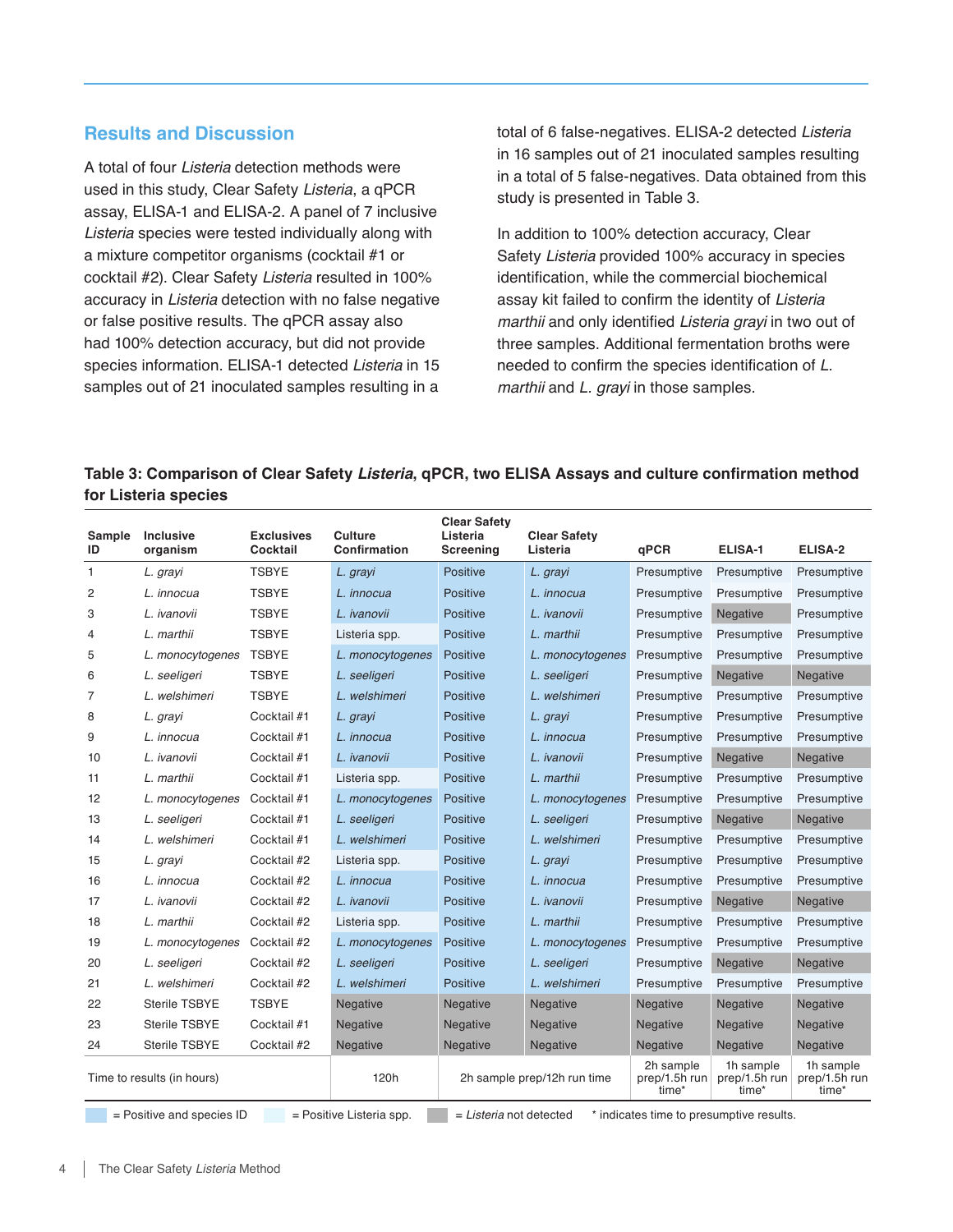## Results and Discussion

A total of four *Listeria* detection methods were used in this study, Clear Safety *Listeria*, a qPCR assay, ELISA-1 and ELISA-2. A panel of 7 inclusive *Listeria* species were tested individually along with a mixture competitor organisms (cocktail #1 or cocktail #2). Clear Safety *Listeria* resulted in 100% accuracy in *Listeria* detection with no false negative or false positive results. The qPCR assay also had 100% detection accuracy, but did not provide species information. ELISA-1 detected *Listeria* in 15 samples out of 21 inoculated samples resulting in a total of 6 false-negatives. ELISA-2 detected *Listeria* in 16 samples out of 21 inoculated samples resulting in a total of 5 false-negatives. Data obtained from this study is presented in Table 3.

In addition to 100% detection accuracy, Clear Safety *Listeria* provided 100% accuracy in species identification, while the commercial biochemical assay kit failed to confirm the identity of *Listeria marthii* and only identified *Listeria grayi* in two out of three samples. Additional fermentation broths were needed to confirm the species identification of *L. marthii* and *L. grayi* in those samples.

**Table 3: Comparison of Clear Safety *Listeria*, qPCR, two ELISA Assays and culture confirmation method for Listeria species**

| Sample ID | Inclusive organism | Exclusives Cocktail | Culture Confirmation | Clear Safety Listeria Screening | Clear Safety Listeria | qPCR | ELISA-1 | ELISA-2 |
|---|---|---|---|---|---|---|---|---|
| 1 | *L. grayi* | TSBYE | *L. grayi* | Positive | *L. grayi* | Presumptive | Presumptive | Presumptive |
| 2 | *L. innocua* | TSBYE | *L. innocua* | Positive | *L. innocua* | Presumptive | Presumptive | Presumptive |
| 3 | *L. ivanovii* | TSBYE | *L. ivanovii* | Positive | *L. ivanovii* | Presumptive | Negative | Presumptive |
| 4 | *L. marthii* | TSBYE | Listeria spp. | Positive | *L. marthii* | Presumptive | Presumptive | Presumptive |
| 5 | *L. monocytogenes* | TSBYE | *L. monocytogenes* | Positive | *L. monocytogenes* | Presumptive | Presumptive | Presumptive |
| 6 | *L. seeligeri* | TSBYE | *L. seeligeri* | Positive | *L. seeligeri* | Presumptive | Negative | Negative |
| 7 | *L. welshimeri* | TSBYE | *L. welshimeri* | Positive | *L. welshimeri* | Presumptive | Presumptive | Presumptive |
| 8 | *L. grayi* | Cocktail #1 | *L. grayi* | Positive | *L. grayi* | Presumptive | Presumptive | Presumptive |
| 9 | *L. innocua* | Cocktail #1 | *L. innocua* | Positive | *L. innocua* | Presumptive | Presumptive | Presumptive |
| 10 | *L. ivanovii* | Cocktail #1 | *L. ivanovii* | Positive | *L. ivanovii* | Presumptive | Negative | Negative |
| 11 | *L. marthii* | Cocktail #1 | Listeria spp. | Positive | *L. marthii* | Presumptive | Presumptive | Presumptive |
| 12 | *L. monocytogenes* | Cocktail #1 | *L. monocytogenes* | Positive | *L. monocytogenes* | Presumptive | Presumptive | Presumptive |
| 13 | *L. seeligeri* | Cocktail #1 | *L. seeligeri* | Positive | *L. seeligeri* | Presumptive | Negative | Negative |
| 14 | *L. welshimeri* | Cocktail #1 | *L. welshimeri* | Positive | *L. welshimeri* | Presumptive | Presumptive | Presumptive |
| 15 | *L. grayi* | Cocktail #2 | Listeria spp. | Positive | *L. grayi* | Presumptive | Presumptive | Presumptive |
| 16 | *L. innocua* | Cocktail #2 | *L. innocua* | Positive | *L. innocua* | Presumptive | Presumptive | Presumptive |
| 17 | *L. ivanovii* | Cocktail #2 | *L. ivanovii* | Positive | *L. ivanovii* | Presumptive | Negative | Negative |
| 18 | *L. marthii* | Cocktail #2 | Listeria spp. | Positive | *L. marthii* | Presumptive | Presumptive | Presumptive |
| 19 | *L. monocytogenes* | Cocktail #2 | *L. monocytogenes* | Positive | *L. monocytogenes* | Presumptive | Presumptive | Presumptive |
| 20 | *L. seeligeri* | Cocktail #2 | *L. seeligeri* | Positive | *L. seeligeri* | Presumptive | Negative | Negative |
| 21 | *L. welshimeri* | Cocktail #2 | *L. welshimeri* | Positive | *L. welshimeri* | Presumptive | Presumptive | Presumptive |
| 22 | Sterile TSBYE | TSBYE | Negative | Negative | Negative | Negative | Negative | Negative |
| 23 | Sterile TSBYE | Cocktail #1 | Negative | Negative | Negative | Negative | Negative | Negative |
| 24 | Sterile TSBYE | Cocktail #2 | Negative | Negative | Negative | Negative | Negative | Negative |
| Time to results (in hours) | | | 120h | 2h sample prep/12h run time | | 2h sample prep/1.5h run time* | 1h sample prep/1.5h run time* | 1h sample prep/1.5h run time* |

= Positive and species ID = Positive Listeria spp. = *Listeria* not detected * indicates time to presumptive results.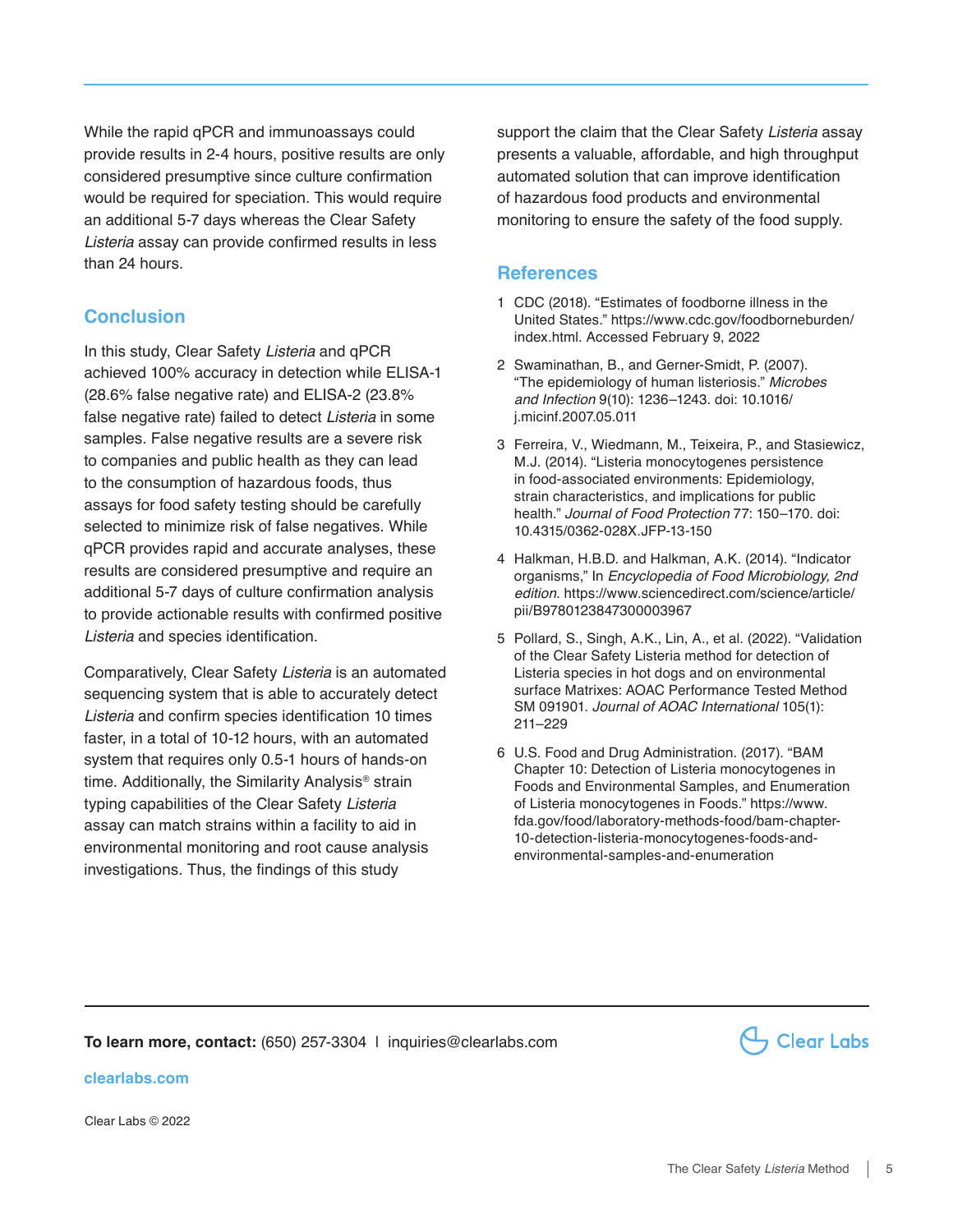While the rapid qPCR and immunoassays could provide results in 2-4 hours, positive results are only considered presumptive since culture confirmation would be required for speciation. This would require an additional 5-7 days whereas the Clear Safety *Listeria* assay can provide confirmed results in less than 24 hours.

## Conclusion

In this study, Clear Safety *Listeria* and qPCR achieved 100% accuracy in detection while ELISA-1 (28.6% false negative rate) and ELISA-2 (23.8% false negative rate) failed to detect *Listeria* in some samples. False negative results are a severe risk to companies and public health as they can lead to the consumption of hazardous foods, thus assays for food safety testing should be carefully selected to minimize risk of false negatives. While qPCR provides rapid and accurate analyses, these results are considered presumptive and require an additional 5-7 days of culture confirmation analysis to provide actionable results with confirmed positive *Listeria* and species identification.

Comparatively, Clear Safety *Listeria* is an automated sequencing system that is able to accurately detect *Listeria* and confirm species identification 10 times faster, in a total of 10-12 hours, with an automated system that requires only 0.5-1 hours of hands-on time. Additionally, the Similarity Analysis® strain typing capabilities of the Clear Safety *Listeria* assay can match strains within a facility to aid in environmental monitoring and root cause analysis investigations. Thus, the findings of this study support the claim that the Clear Safety *Listeria* assay presents a valuable, affordable, and high throughput automated solution that can improve identification of hazardous food products and environmental monitoring to ensure the safety of the food supply.

## References

1. CDC (2018). "Estimates of foodborne illness in the United States." https://www.cdc.gov/foodborneburden/index.html. Accessed February 9, 2022
2. Swaminathan, B., and Gerner-Smidt, P. (2007). "The epidemiology of human listeriosis." *Microbes and Infection* 9(10): 1236–1243. doi: 10.1016/j.micinf.2007.05.011
3. Ferreira, V., Wiedmann, M., Teixeira, P., and Stasiewicz, M.J. (2014). "Listeria monocytogenes persistence in food-associated environments: Epidemiology, strain characteristics, and implications for public health." *Journal of Food Protection* 77: 150–170. doi: 10.4315/0362-028X.JFP-13-150
4. Halkman, H.B.D. and Halkman, A.K. (2014). "Indicator organisms," In *Encyclopedia of Food Microbiology, 2nd edition.* https://www.sciencedirect.com/science/article/pii/B9780123847300003967
5. Pollard, S., Singh, A.K., Lin, A., et al. (2022). "Validation of the Clear Safety Listeria method for detection of Listeria species in hot dogs and on environmental surface Matrixes: AOAC Performance Tested Method SM 091901. *Journal of AOAC International* 105(1): 211–229
6. U.S. Food and Drug Administration. (2017). "BAM Chapter 10: Detection of Listeria monocytogenes in Foods and Environmental Samples, and Enumeration of Listeria monocytogenes in Foods." https://www.fda.gov/food/laboratory-methods-food/bam-chapter-10-detection-listeria-monocytogenes-foods-and-environmental-samples-and-enumeration

**To learn more, contact:** (650) 257-3304 | inquiries@clearlabs.com

Clear Labs

**clearlabs.com**

Clear Labs © 2022